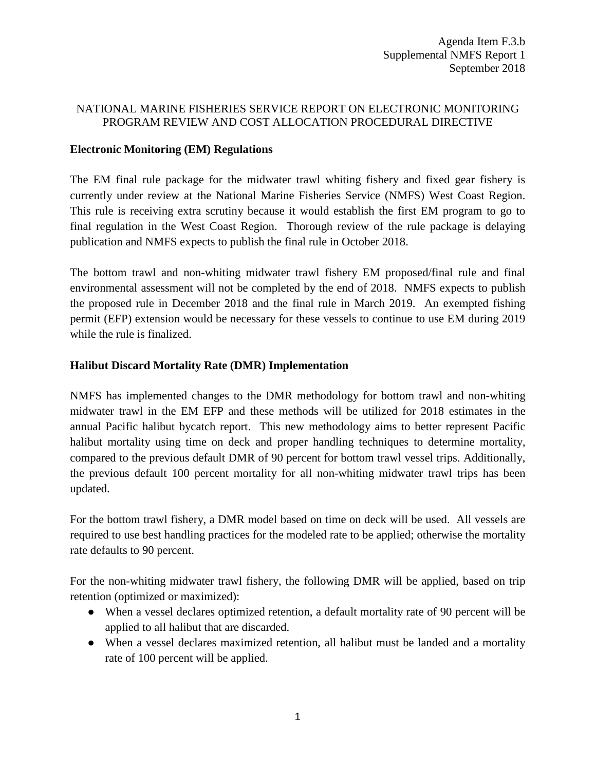Agenda Item F.3.b
Supplemental NMFS Report 1
September 2018

# NATIONAL MARINE FISHERIES SERVICE REPORT ON ELECTRONIC MONITORING PROGRAM REVIEW AND COST ALLOCATION PROCEDURAL DIRECTIVE

## Electronic Monitoring (EM) Regulations

The EM final rule package for the midwater trawl whiting fishery and fixed gear fishery is currently under review at the National Marine Fisheries Service (NMFS) West Coast Region. This rule is receiving extra scrutiny because it would establish the first EM program to go to final regulation in the West Coast Region. Thorough review of the rule package is delaying publication and NMFS expects to publish the final rule in October 2018.

The bottom trawl and non-whiting midwater trawl fishery EM proposed/final rule and final environmental assessment will not be completed by the end of 2018. NMFS expects to publish the proposed rule in December 2018 and the final rule in March 2019. An exempted fishing permit (EFP) extension would be necessary for these vessels to continue to use EM during 2019 while the rule is finalized.

## Halibut Discard Mortality Rate (DMR) Implementation

NMFS has implemented changes to the DMR methodology for bottom trawl and non-whiting midwater trawl in the EM EFP and these methods will be utilized for 2018 estimates in the annual Pacific halibut bycatch report. This new methodology aims to better represent Pacific halibut mortality using time on deck and proper handling techniques to determine mortality, compared to the previous default DMR of 90 percent for bottom trawl vessel trips. Additionally, the previous default 100 percent mortality for all non-whiting midwater trawl trips has been updated.

For the bottom trawl fishery, a DMR model based on time on deck will be used. All vessels are required to use best handling practices for the modeled rate to be applied; otherwise the mortality rate defaults to 90 percent.

For the non-whiting midwater trawl fishery, the following DMR will be applied, based on trip retention (optimized or maximized):

- When a vessel declares optimized retention, a default mortality rate of 90 percent will be applied to all halibut that are discarded.
- When a vessel declares maximized retention, all halibut must be landed and a mortality rate of 100 percent will be applied.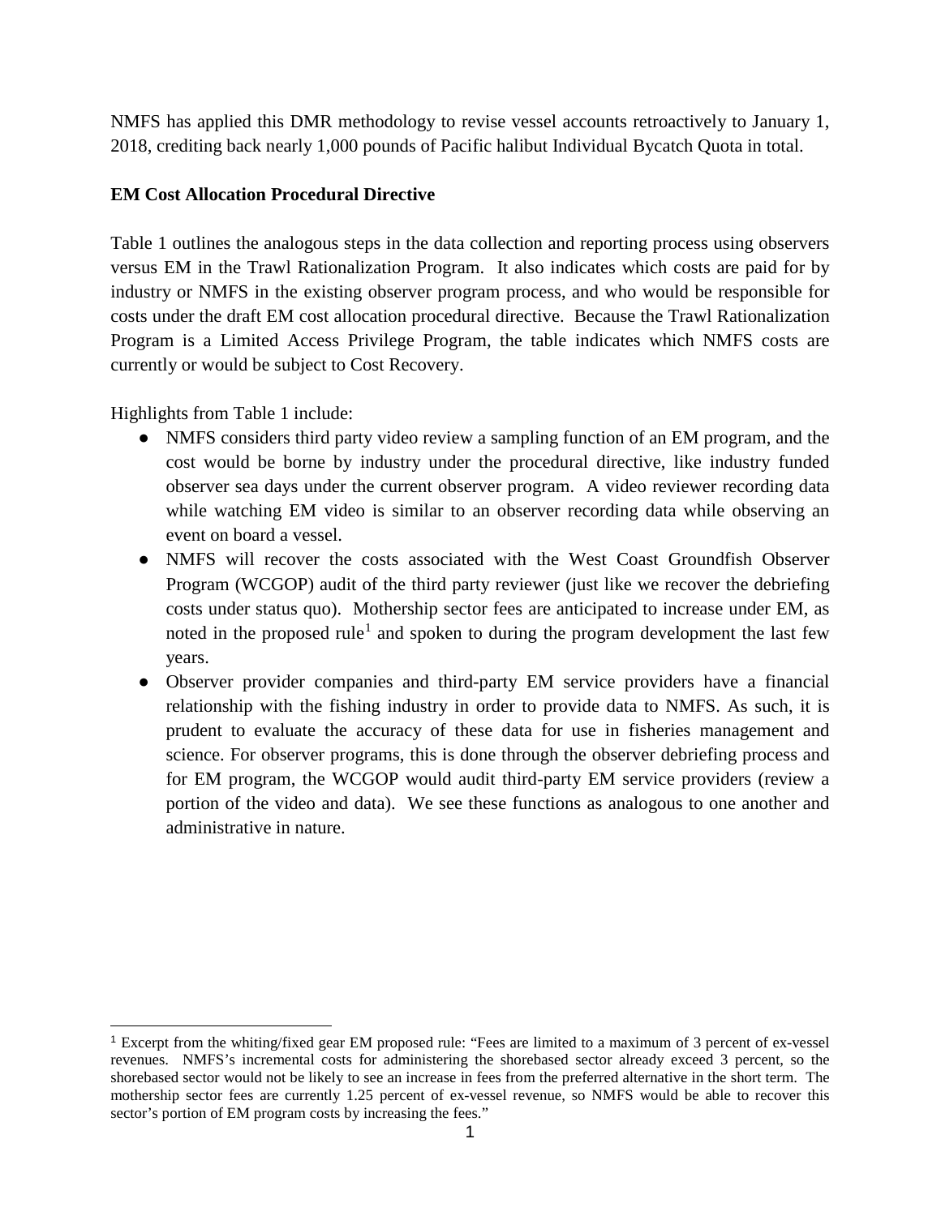NMFS has applied this DMR methodology to revise vessel accounts retroactively to January 1, 2018, crediting back nearly 1,000 pounds of Pacific halibut Individual Bycatch Quota in total.

**EM Cost Allocation Procedural Directive**

Table 1 outlines the analogous steps in the data collection and reporting process using observers versus EM in the Trawl Rationalization Program. It also indicates which costs are paid for by industry or NMFS in the existing observer program process, and who would be responsible for costs under the draft EM cost allocation procedural directive. Because the Trawl Rationalization Program is a Limited Access Privilege Program, the table indicates which NMFS costs are currently or would be subject to Cost Recovery.

Highlights from Table 1 include:

- NMFS considers third party video review a sampling function of an EM program, and the cost would be borne by industry under the procedural directive, like industry funded observer sea days under the current observer program. A video reviewer recording data while watching EM video is similar to an observer recording data while observing an event on board a vessel.
- NMFS will recover the costs associated with the West Coast Groundfish Observer Program (WCGOP) audit of the third party reviewer (just like we recover the debriefing costs under status quo). Mothership sector fees are anticipated to increase under EM, as noted in the proposed rule[1] and spoken to during the program development the last few years.
- Observer provider companies and third-party EM service providers have a financial relationship with the fishing industry in order to provide data to NMFS. As such, it is prudent to evaluate the accuracy of these data for use in fisheries management and science. For observer programs, this is done through the observer debriefing process and for EM program, the WCGOP would audit third-party EM service providers (review a portion of the video and data). We see these functions as analogous to one another and administrative in nature.

[1] Excerpt from the whiting/fixed gear EM proposed rule: "Fees are limited to a maximum of 3 percent of ex-vessel revenues. NMFS's incremental costs for administering the shorebased sector already exceed 3 percent, so the shorebased sector would not be likely to see an increase in fees from the preferred alternative in the short term. The mothership sector fees are currently 1.25 percent of ex-vessel revenue, so NMFS would be able to recover this sector's portion of EM program costs by increasing the fees."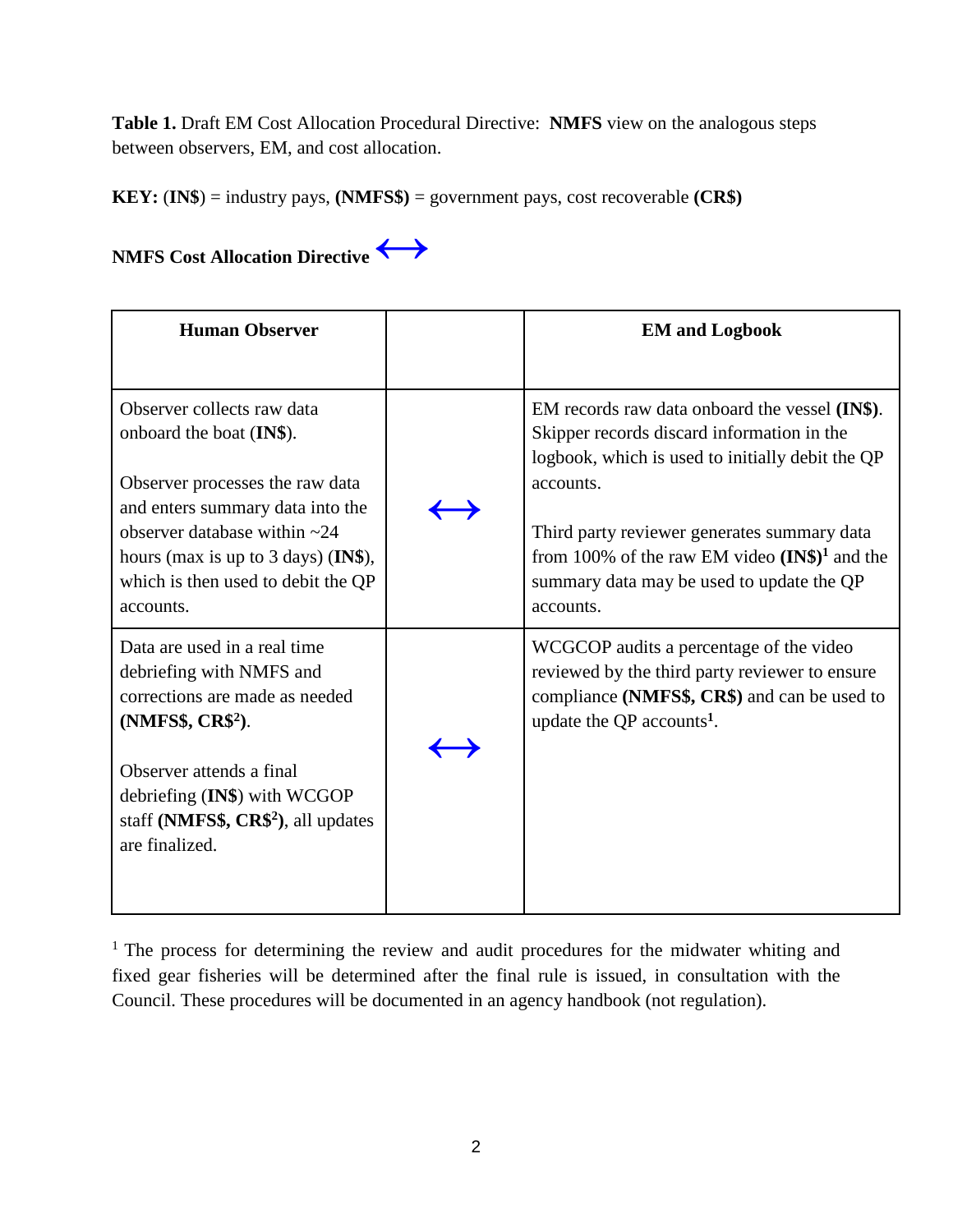**Table 1.** Draft EM Cost Allocation Procedural Directive: **NMFS** view on the analogous steps between observers, EM, and cost allocation.

**KEY:** (**IN$**) = industry pays, **(NMFS$)** = government pays, cost recoverable **(CR$)**

**NMFS Cost Allocation Directive** ⟷

| Human Observer | | EM and Logbook |
|---|---|---|
| Observer collects raw data onboard the boat (**IN$**).<br><br>Observer processes the raw data and enters summary data into the observer database within ~24 hours (max is up to 3 days) (**IN$**), which is then used to debit the QP accounts. | ⟷ | EM records raw data onboard the vessel **(IN$)**. Skipper records discard information in the logbook, which is used to initially debit the QP accounts.<br><br>Third party reviewer generates summary data from 100% of the raw EM video **(IN$)**[1] and the summary data may be used to update the QP accounts. |
| Data are used in a real time debriefing with NMFS and corrections are made as needed **(NMFS$, CR$[2])**.<br><br>Observer attends a final debriefing (**IN$**) with WCGOP staff **(NMFS$, CR$[2])**, all updates are finalized. | ⟷ | WCGCOP audits a percentage of the video reviewed by the third party reviewer to ensure compliance **(NMFS$, CR$)** and can be used to update the QP accounts[1]. |

[1] The process for determining the review and audit procedures for the midwater whiting and fixed gear fisheries will be determined after the final rule is issued, in consultation with the Council. These procedures will be documented in an agency handbook (not regulation).